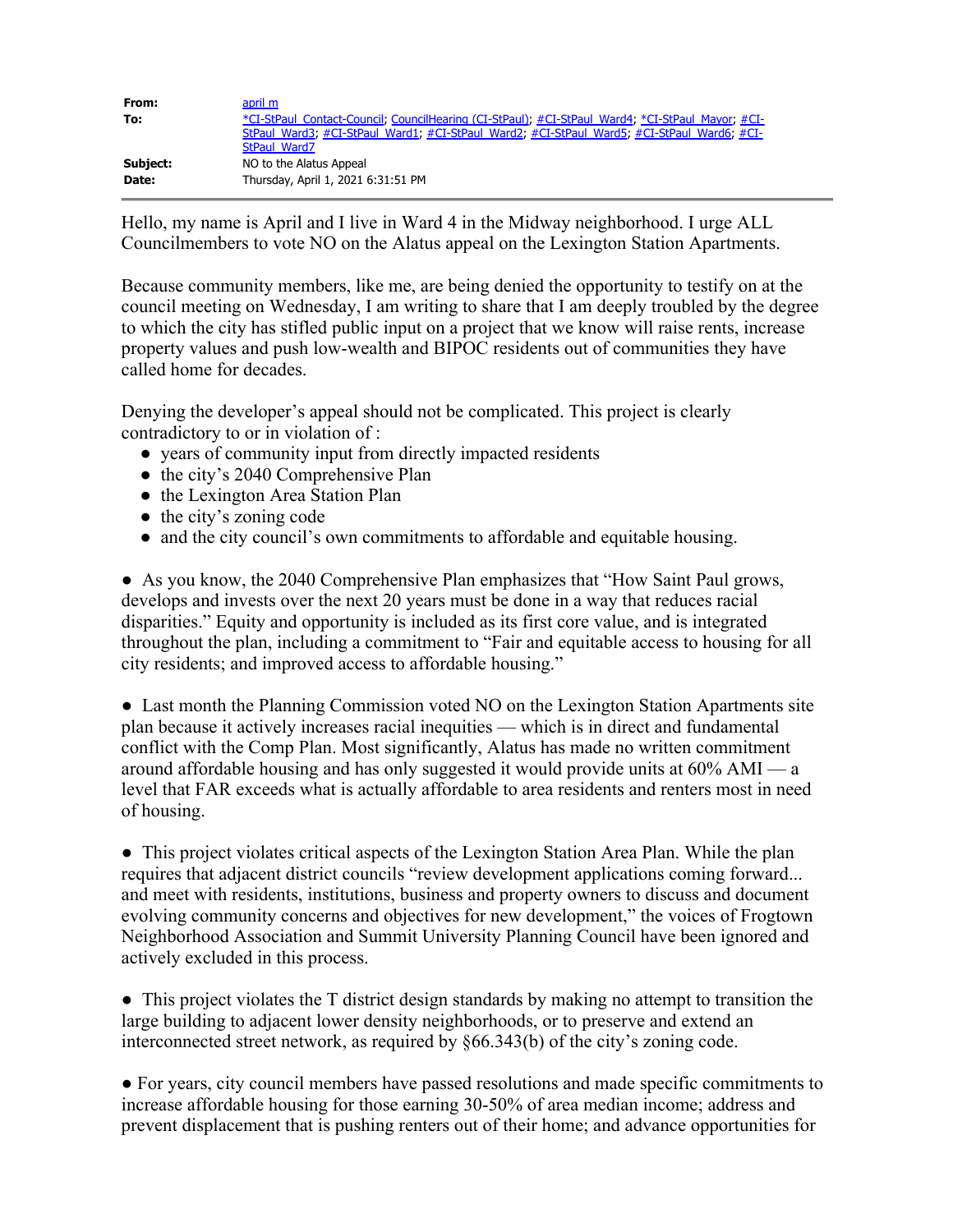| | |
|---|---|
| **From:** | april m |
| **To:** | *CI-StPaul_Contact-Council; CouncilHearing (CI-StPaul); #CI-StPaul_Ward4; *CI-StPaul_Mayor; #CI-StPaul_Ward3; #CI-StPaul_Ward1; #CI-StPaul_Ward2; #CI-StPaul_Ward5; #CI-StPaul_Ward6; #CI-StPaul_Ward7 |
| **Subject:** | NO to the Alatus Appeal |
| **Date:** | Thursday, April 1, 2021 6:31:51 PM |

Hello, my name is April and I live in Ward 4 in the Midway neighborhood. I urge ALL Councilmembers to vote NO on the Alatus appeal on the Lexington Station Apartments.

Because community members, like me, are being denied the opportunity to testify on at the council meeting on Wednesday, I am writing to share that I am deeply troubled by the degree to which the city has stifled public input on a project that we know will raise rents, increase property values and push low-wealth and BIPOC residents out of communities they have called home for decades.

Denying the developer's appeal should not be complicated. This project is clearly contradictory to or in violation of :

- years of community input from directly impacted residents
- the city's 2040 Comprehensive Plan
- the Lexington Area Station Plan
- the city's zoning code
- and the city council's own commitments to affordable and equitable housing.

● As you know, the 2040 Comprehensive Plan emphasizes that "How Saint Paul grows, develops and invests over the next 20 years must be done in a way that reduces racial disparities." Equity and opportunity is included as its first core value, and is integrated throughout the plan, including a commitment to "Fair and equitable access to housing for all city residents; and improved access to affordable housing."

● Last month the Planning Commission voted NO on the Lexington Station Apartments site plan because it actively increases racial inequities — which is in direct and fundamental conflict with the Comp Plan. Most significantly, Alatus has made no written commitment around affordable housing and has only suggested it would provide units at 60% AMI — a level that FAR exceeds what is actually affordable to area residents and renters most in need of housing.

● This project violates critical aspects of the Lexington Station Area Plan. While the plan requires that adjacent district councils "review development applications coming forward... and meet with residents, institutions, business and property owners to discuss and document evolving community concerns and objectives for new development," the voices of Frogtown Neighborhood Association and Summit University Planning Council have been ignored and actively excluded in this process.

● This project violates the T district design standards by making no attempt to transition the large building to adjacent lower density neighborhoods, or to preserve and extend an interconnected street network, as required by §66.343(b) of the city's zoning code.

● For years, city council members have passed resolutions and made specific commitments to increase affordable housing for those earning 30-50% of area median income; address and prevent displacement that is pushing renters out of their home; and advance opportunities for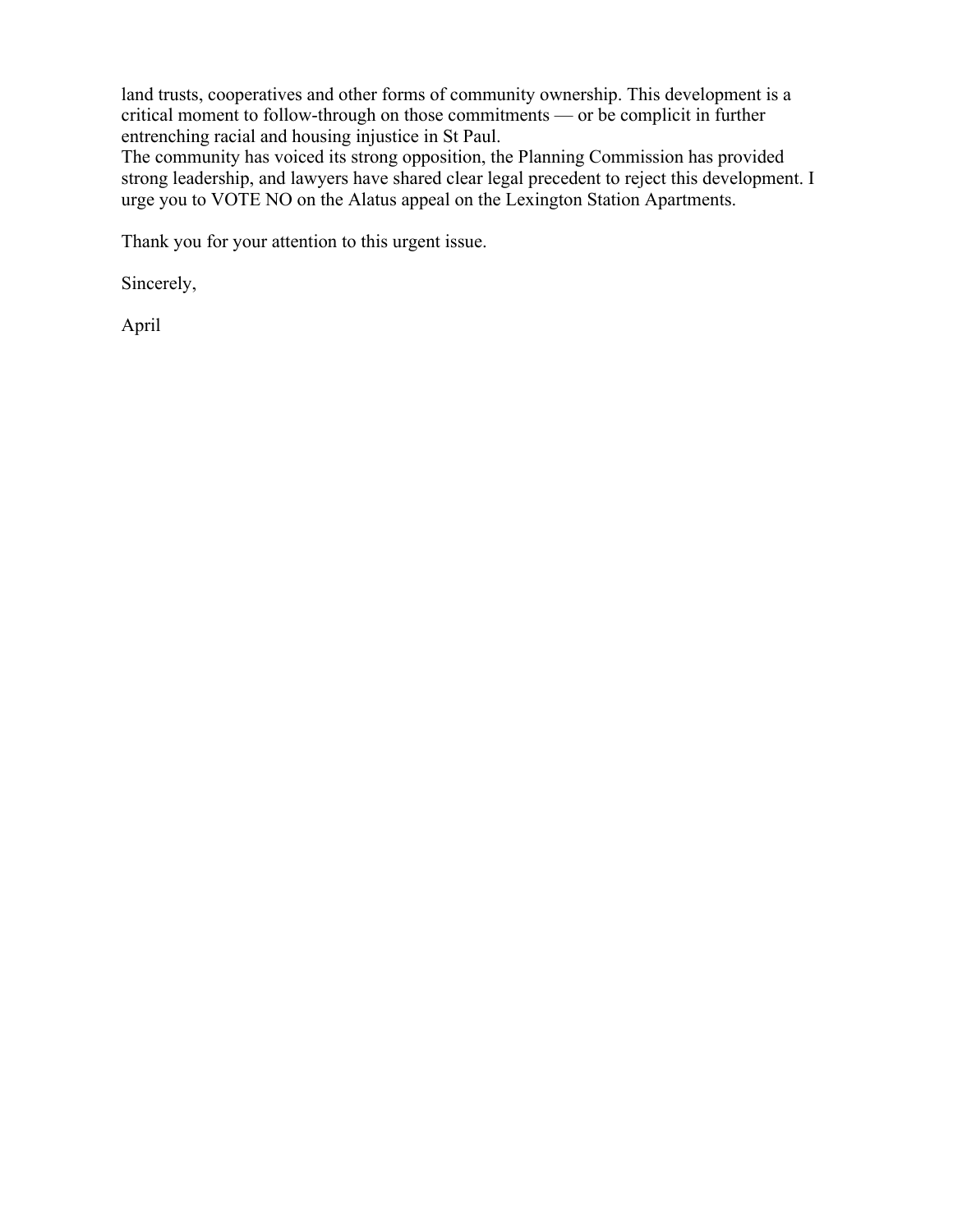land trusts, cooperatives and other forms of community ownership. This development is a critical moment to follow-through on those commitments — or be complicit in further entrenching racial and housing injustice in St Paul.
The community has voiced its strong opposition, the Planning Commission has provided strong leadership, and lawyers have shared clear legal precedent to reject this development. I urge you to VOTE NO on the Alatus appeal on the Lexington Station Apartments.

Thank you for your attention to this urgent issue.

Sincerely,

April